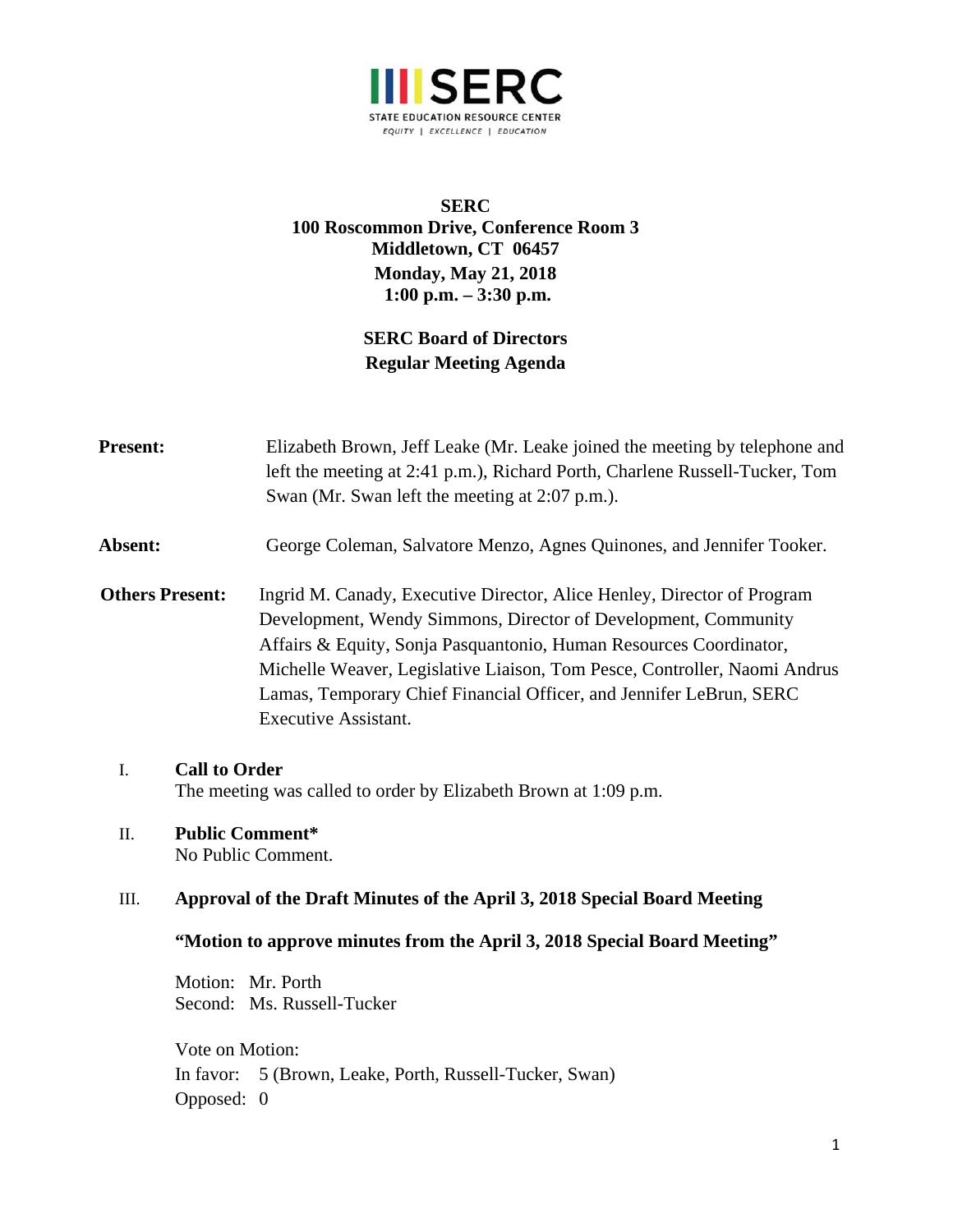**SERC**
**100 Roscommon Drive, Conference Room 3**
**Middletown, CT 06457**
**Monday, May 21, 2018**
**1:00 p.m. – 3:30 p.m.**

**SERC Board of Directors**
**Regular Meeting Agenda**

**Present:** Elizabeth Brown, Jeff Leake (Mr. Leake joined the meeting by telephone and left the meeting at 2:41 p.m.), Richard Porth, Charlene Russell-Tucker, Tom Swan (Mr. Swan left the meeting at 2:07 p.m.).

**Absent:** George Coleman, Salvatore Menzo, Agnes Quinones, and Jennifer Tooker.

**Others Present:** Ingrid M. Canady, Executive Director, Alice Henley, Director of Program Development, Wendy Simmons, Director of Development, Community Affairs & Equity, Sonja Pasquantonio, Human Resources Coordinator, Michelle Weaver, Legislative Liaison, Tom Pesce, Controller, Naomi Andrus Lamas, Temporary Chief Financial Officer, and Jennifer LeBrun, SERC Executive Assistant.

I. **Call to Order**
The meeting was called to order by Elizabeth Brown at 1:09 p.m.

II. **Public Comment***
No Public Comment.

III. **Approval of the Draft Minutes of the April 3, 2018 Special Board Meeting**

**"Motion to approve minutes from the April 3, 2018 Special Board Meeting"**

Motion: Mr. Porth
Second: Ms. Russell-Tucker

Vote on Motion:
In favor: 5 (Brown, Leake, Porth, Russell-Tucker, Swan)
Opposed: 0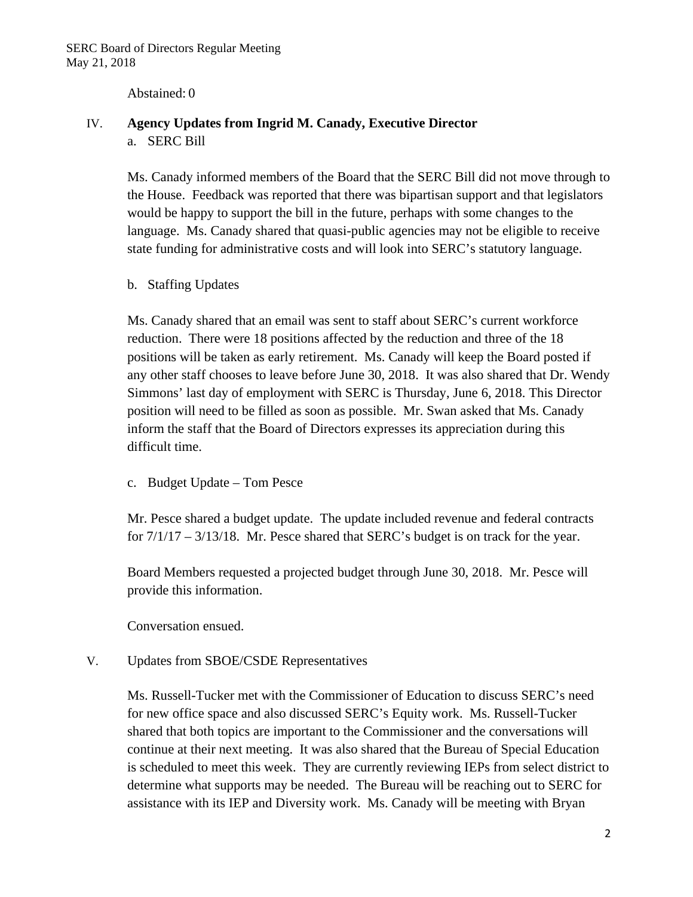Abstained: 0

IV. **Agency Updates from Ingrid M. Canady, Executive Director**

a. SERC Bill

Ms. Canady informed members of the Board that the SERC Bill did not move through to the House. Feedback was reported that there was bipartisan support and that legislators would be happy to support the bill in the future, perhaps with some changes to the language. Ms. Canady shared that quasi-public agencies may not be eligible to receive state funding for administrative costs and will look into SERC's statutory language.

b. Staffing Updates

Ms. Canady shared that an email was sent to staff about SERC's current workforce reduction. There were 18 positions affected by the reduction and three of the 18 positions will be taken as early retirement. Ms. Canady will keep the Board posted if any other staff chooses to leave before June 30, 2018. It was also shared that Dr. Wendy Simmons' last day of employment with SERC is Thursday, June 6, 2018. This Director position will need to be filled as soon as possible. Mr. Swan asked that Ms. Canady inform the staff that the Board of Directors expresses its appreciation during this difficult time.

c. Budget Update – Tom Pesce

Mr. Pesce shared a budget update. The update included revenue and federal contracts for 7/1/17 – 3/13/18. Mr. Pesce shared that SERC's budget is on track for the year.

Board Members requested a projected budget through June 30, 2018. Mr. Pesce will provide this information.

Conversation ensued.

V. Updates from SBOE/CSDE Representatives

Ms. Russell-Tucker met with the Commissioner of Education to discuss SERC's need for new office space and also discussed SERC's Equity work. Ms. Russell-Tucker shared that both topics are important to the Commissioner and the conversations will continue at their next meeting. It was also shared that the Bureau of Special Education is scheduled to meet this week. They are currently reviewing IEPs from select district to determine what supports may be needed. The Bureau will be reaching out to SERC for assistance with its IEP and Diversity work. Ms. Canady will be meeting with Bryan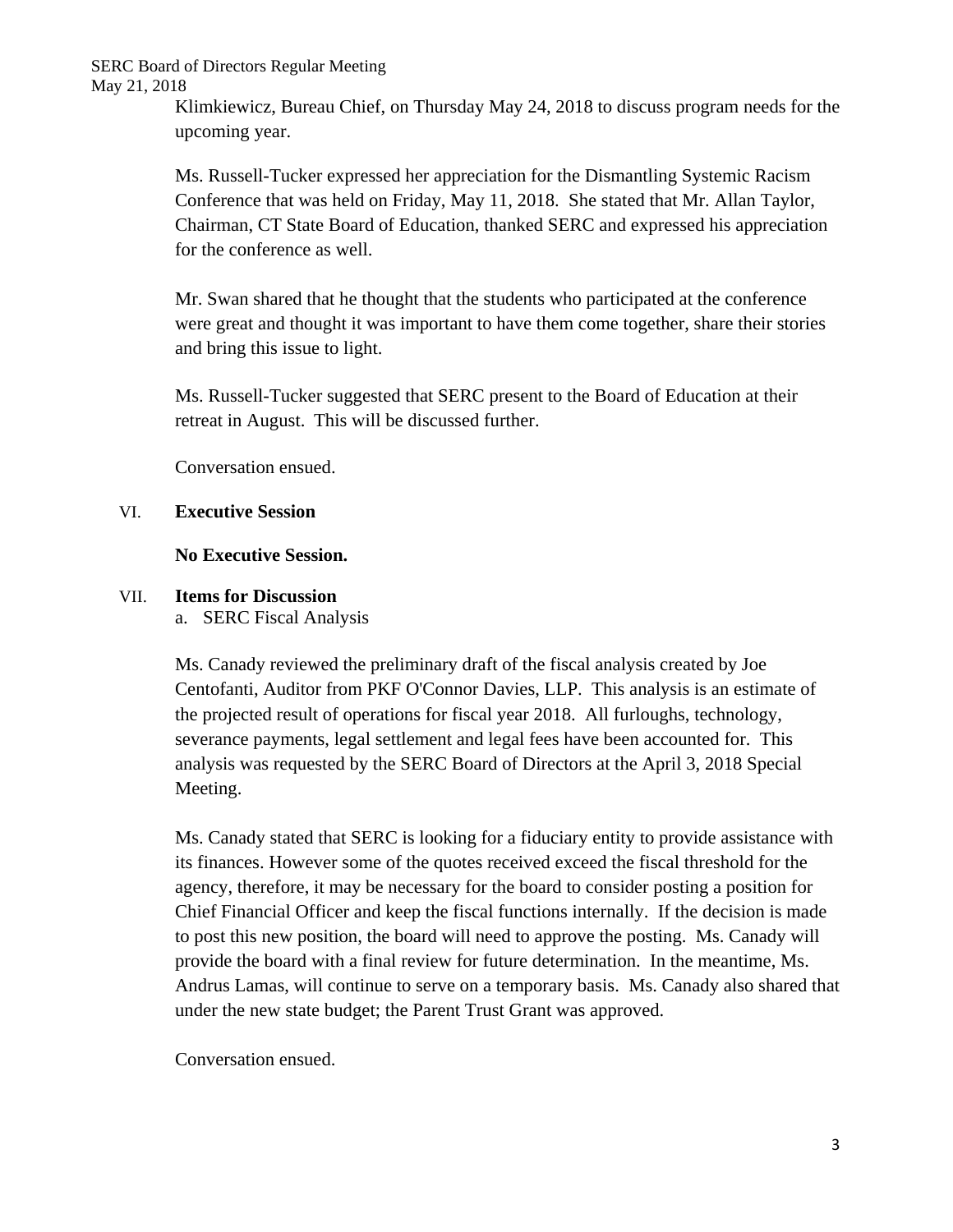Klimkiewicz, Bureau Chief, on Thursday May 24, 2018 to discuss program needs for the upcoming year.

Ms. Russell-Tucker expressed her appreciation for the Dismantling Systemic Racism Conference that was held on Friday, May 11, 2018. She stated that Mr. Allan Taylor, Chairman, CT State Board of Education, thanked SERC and expressed his appreciation for the conference as well.

Mr. Swan shared that he thought that the students who participated at the conference were great and thought it was important to have them come together, share their stories and bring this issue to light.

Ms. Russell-Tucker suggested that SERC present to the Board of Education at their retreat in August. This will be discussed further.

Conversation ensued.

VI. **Executive Session**

**No Executive Session.**

VII. **Items for Discussion**

a. SERC Fiscal Analysis

Ms. Canady reviewed the preliminary draft of the fiscal analysis created by Joe Centofanti, Auditor from PKF O'Connor Davies, LLP. This analysis is an estimate of the projected result of operations for fiscal year 2018. All furloughs, technology, severance payments, legal settlement and legal fees have been accounted for. This analysis was requested by the SERC Board of Directors at the April 3, 2018 Special Meeting.

Ms. Canady stated that SERC is looking for a fiduciary entity to provide assistance with its finances. However some of the quotes received exceed the fiscal threshold for the agency, therefore, it may be necessary for the board to consider posting a position for Chief Financial Officer and keep the fiscal functions internally. If the decision is made to post this new position, the board will need to approve the posting. Ms. Canady will provide the board with a final review for future determination. In the meantime, Ms. Andrus Lamas, will continue to serve on a temporary basis. Ms. Canady also shared that under the new state budget; the Parent Trust Grant was approved.

Conversation ensued.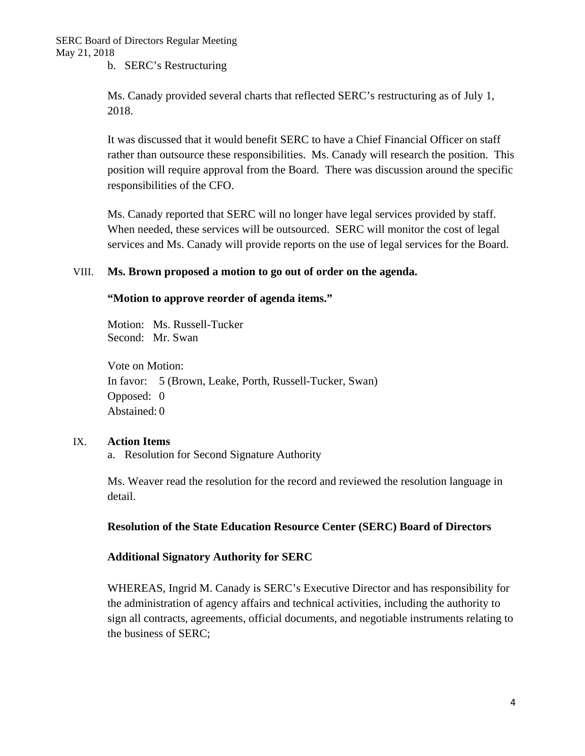b. SERC's Restructuring

Ms. Canady provided several charts that reflected SERC's restructuring as of July 1, 2018.

It was discussed that it would benefit SERC to have a Chief Financial Officer on staff rather than outsource these responsibilities. Ms. Canady will research the position. This position will require approval from the Board. There was discussion around the specific responsibilities of the CFO.

Ms. Canady reported that SERC will no longer have legal services provided by staff. When needed, these services will be outsourced. SERC will monitor the cost of legal services and Ms. Canady will provide reports on the use of legal services for the Board.

VIII. **Ms. Brown proposed a motion to go out of order on the agenda.**

**"Motion to approve reorder of agenda items."**

Motion: Ms. Russell-Tucker
Second: Mr. Swan

Vote on Motion:
In favor: 5 (Brown, Leake, Porth, Russell-Tucker, Swan)
Opposed: 0
Abstained: 0

IX. **Action Items**

a. Resolution for Second Signature Authority

Ms. Weaver read the resolution for the record and reviewed the resolution language in detail.

**Resolution of the State Education Resource Center (SERC) Board of Directors**

**Additional Signatory Authority for SERC**

WHEREAS, Ingrid M. Canady is SERC's Executive Director and has responsibility for the administration of agency affairs and technical activities, including the authority to sign all contracts, agreements, official documents, and negotiable instruments relating to the business of SERC;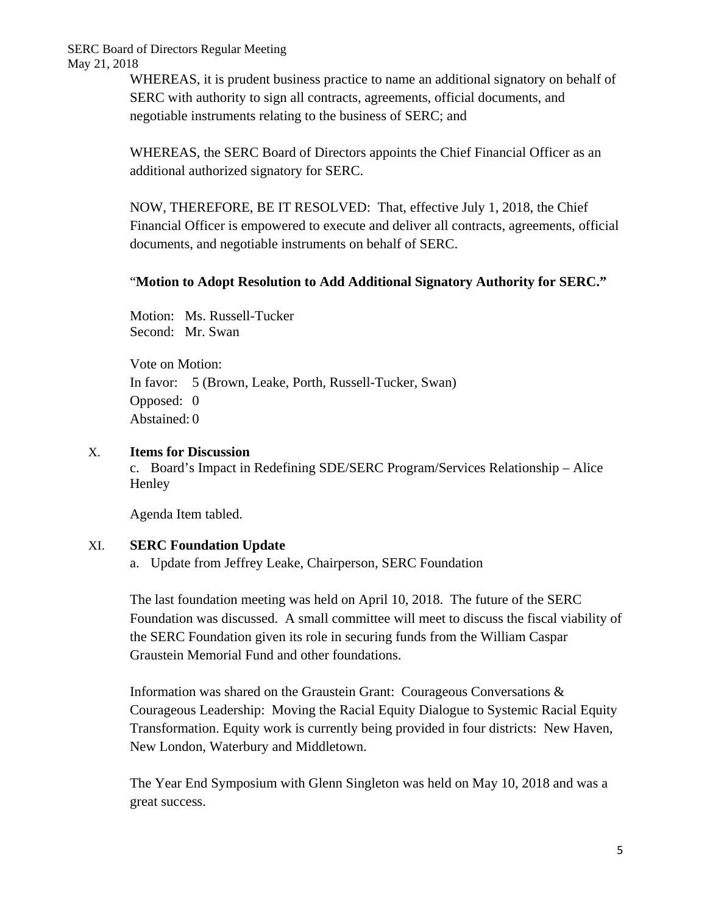WHEREAS, it is prudent business practice to name an additional signatory on behalf of SERC with authority to sign all contracts, agreements, official documents, and negotiable instruments relating to the business of SERC; and

WHEREAS, the SERC Board of Directors appoints the Chief Financial Officer as an additional authorized signatory for SERC.

NOW, THEREFORE, BE IT RESOLVED: That, effective July 1, 2018, the Chief Financial Officer is empowered to execute and deliver all contracts, agreements, official documents, and negotiable instruments on behalf of SERC.

"**Motion to Adopt Resolution to Add Additional Signatory Authority for SERC.**"

Motion: Ms. Russell-Tucker
Second: Mr. Swan

Vote on Motion:
In favor: 5 (Brown, Leake, Porth, Russell-Tucker, Swan)
Opposed: 0
Abstained: 0

## X. Items for Discussion

c. Board's Impact in Redefining SDE/SERC Program/Services Relationship – Alice Henley

Agenda Item tabled.

## XI. SERC Foundation Update

a. Update from Jeffrey Leake, Chairperson, SERC Foundation

The last foundation meeting was held on April 10, 2018. The future of the SERC Foundation was discussed. A small committee will meet to discuss the fiscal viability of the SERC Foundation given its role in securing funds from the William Caspar Graustein Memorial Fund and other foundations.

Information was shared on the Graustein Grant: Courageous Conversations & Courageous Leadership: Moving the Racial Equity Dialogue to Systemic Racial Equity Transformation. Equity work is currently being provided in four districts: New Haven, New London, Waterbury and Middletown.

The Year End Symposium with Glenn Singleton was held on May 10, 2018 and was a great success.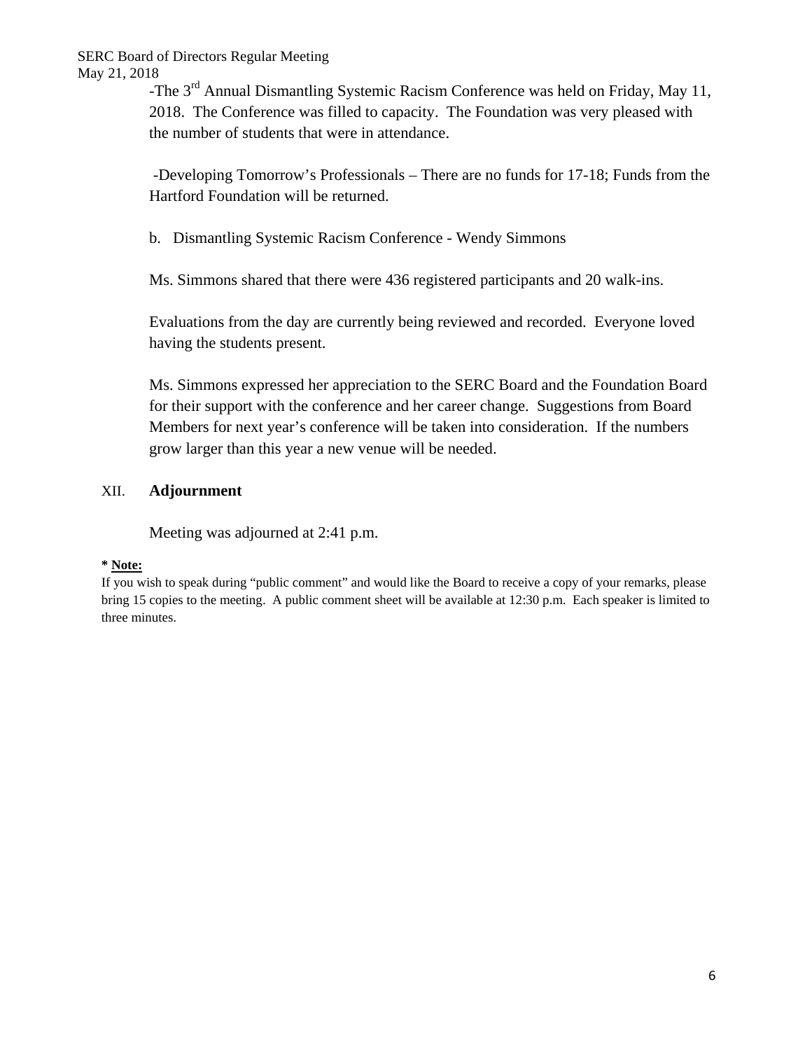-The 3rd Annual Dismantling Systemic Racism Conference was held on Friday, May 11, 2018. The Conference was filled to capacity. The Foundation was very pleased with the number of students that were in attendance.

-Developing Tomorrow's Professionals – There are no funds for 17-18; Funds from the Hartford Foundation will be returned.

b. Dismantling Systemic Racism Conference - Wendy Simmons

Ms. Simmons shared that there were 436 registered participants and 20 walk-ins.

Evaluations from the day are currently being reviewed and recorded. Everyone loved having the students present.

Ms. Simmons expressed her appreciation to the SERC Board and the Foundation Board for their support with the conference and her career change. Suggestions from Board Members for next year's conference will be taken into consideration. If the numbers grow larger than this year a new venue will be needed.

## XII. Adjournment

Meeting was adjourned at 2:41 p.m.

**\* Note:**

If you wish to speak during "public comment" and would like the Board to receive a copy of your remarks, please bring 15 copies to the meeting. A public comment sheet will be available at 12:30 p.m. Each speaker is limited to three minutes.